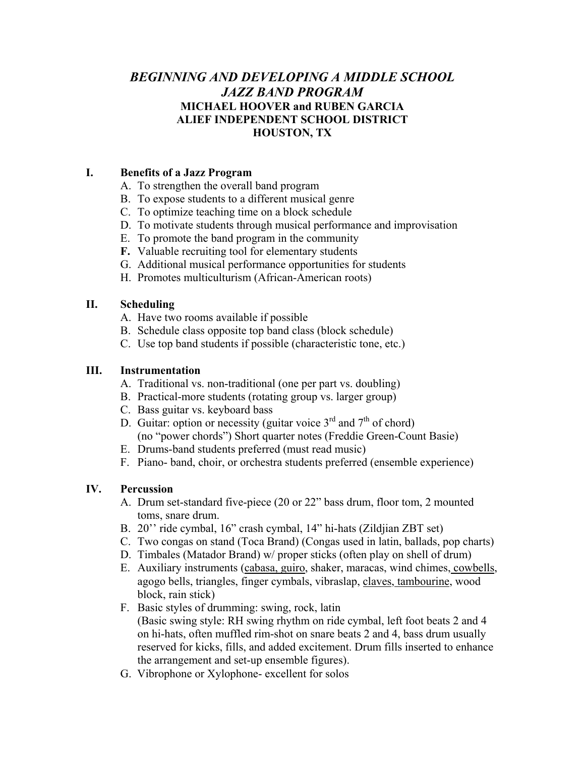# *BEGINNING AND DEVELOPING A MIDDLE SCHOOL JAZZ BAND PROGRAM*

**MICHAEL HOOVER and RUBEN GARCIA**
**ALIEF INDEPENDENT SCHOOL DISTRICT**
**HOUSTON, TX**

## I. Benefits of a Jazz Program

A. To strengthen the overall band program
B. To expose students to a different musical genre
C. To optimize teaching time on a block schedule
D. To motivate students through musical performance and improvisation
E. To promote the band program in the community
**F.** Valuable recruiting tool for elementary students
G. Additional musical performance opportunities for students
H. Promotes multiculturism (African-American roots)

## II. Scheduling

A. Have two rooms available if possible
B. Schedule class opposite top band class (block schedule)
C. Use top band students if possible (characteristic tone, etc.)

## III. Instrumentation

A. Traditional vs. non-traditional (one per part vs. doubling)
B. Practical-more students (rotating group vs. larger group)
C. Bass guitar vs. keyboard bass
D. Guitar: option or necessity (guitar voice 3rd and 7th of chord) (no "power chords") Short quarter notes (Freddie Green-Count Basie)
E. Drums-band students preferred (must read music)
F. Piano- band, choir, or orchestra students preferred (ensemble experience)

## IV. Percussion

A. Drum set-standard five-piece (20 or 22" bass drum, floor tom, 2 mounted toms, snare drum.
B. 20'' ride cymbal, 16" crash cymbal, 14" hi-hats (Zildjian ZBT set)
C. Two congas on stand (Toca Brand) (Congas used in latin, ballads, pop charts)
D. Timbales (Matador Brand) w/ proper sticks (often play on shell of drum)
E. Auxiliary instruments (<u>cabasa, guiro</u>, shaker, maracas, wind chimes, <u>cowbells</u>, agogo bells, triangles, finger cymbals, vibraslap, <u>claves, tambourine</u>, wood block, rain stick)
F. Basic styles of drumming: swing, rock, latin (Basic swing style: RH swing rhythm on ride cymbal, left foot beats 2 and 4 on hi-hats, often muffled rim-shot on snare beats 2 and 4, bass drum usually reserved for kicks, fills, and added excitement. Drum fills inserted to enhance the arrangement and set-up ensemble figures).
G. Vibrophone or Xylophone- excellent for solos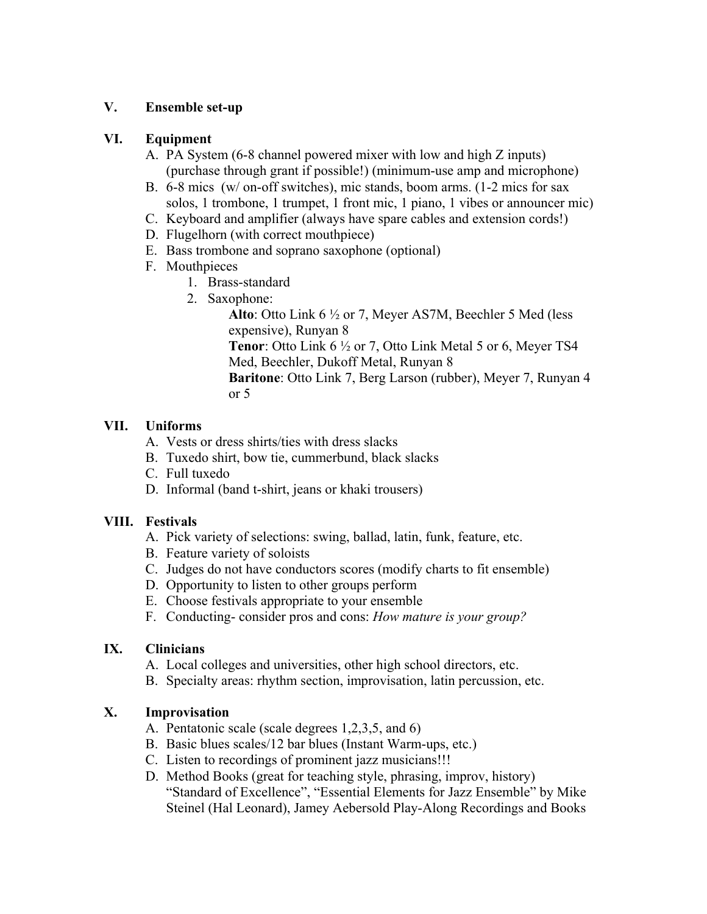## V. Ensemble set-up

## VI. Equipment

A. PA System (6-8 channel powered mixer with low and high Z inputs) (purchase through grant if possible!) (minimum-use amp and microphone)
B. 6-8 mics (w/ on-off switches), mic stands, boom arms. (1-2 mics for sax solos, 1 trombone, 1 trumpet, 1 front mic, 1 piano, 1 vibes or announcer mic)
C. Keyboard and amplifier (always have spare cables and extension cords!)
D. Flugelhorn (with correct mouthpiece)
E. Bass trombone and soprano saxophone (optional)
F. Mouthpieces
    1. Brass-standard
    2. Saxophone:

        **Alto**: Otto Link 6 ½ or 7, Meyer AS7M, Beechler 5 Med (less expensive), Runyan 8

        **Tenor**: Otto Link 6 ½ or 7, Otto Link Metal 5 or 6, Meyer TS4 Med, Beechler, Dukoff Metal, Runyan 8

        **Baritone**: Otto Link 7, Berg Larson (rubber), Meyer 7, Runyan 4 or 5

## VII. Uniforms

A. Vests or dress shirts/ties with dress slacks
B. Tuxedo shirt, bow tie, cummerbund, black slacks
C. Full tuxedo
D. Informal (band t-shirt, jeans or khaki trousers)

## VIII. Festivals

A. Pick variety of selections: swing, ballad, latin, funk, feature, etc.
B. Feature variety of soloists
C. Judges do not have conductors scores (modify charts to fit ensemble)
D. Opportunity to listen to other groups perform
E. Choose festivals appropriate to your ensemble
F. Conducting- consider pros and cons: *How mature is your group?*

## IX. Clinicians

A. Local colleges and universities, other high school directors, etc.
B. Specialty areas: rhythm section, improvisation, latin percussion, etc.

## X. Improvisation

A. Pentatonic scale (scale degrees 1,2,3,5, and 6)
B. Basic blues scales/12 bar blues (Instant Warm-ups, etc.)
C. Listen to recordings of prominent jazz musicians!!!
D. Method Books (great for teaching style, phrasing, improv, history) "Standard of Excellence", "Essential Elements for Jazz Ensemble" by Mike Steinel (Hal Leonard), Jamey Aebersold Play-Along Recordings and Books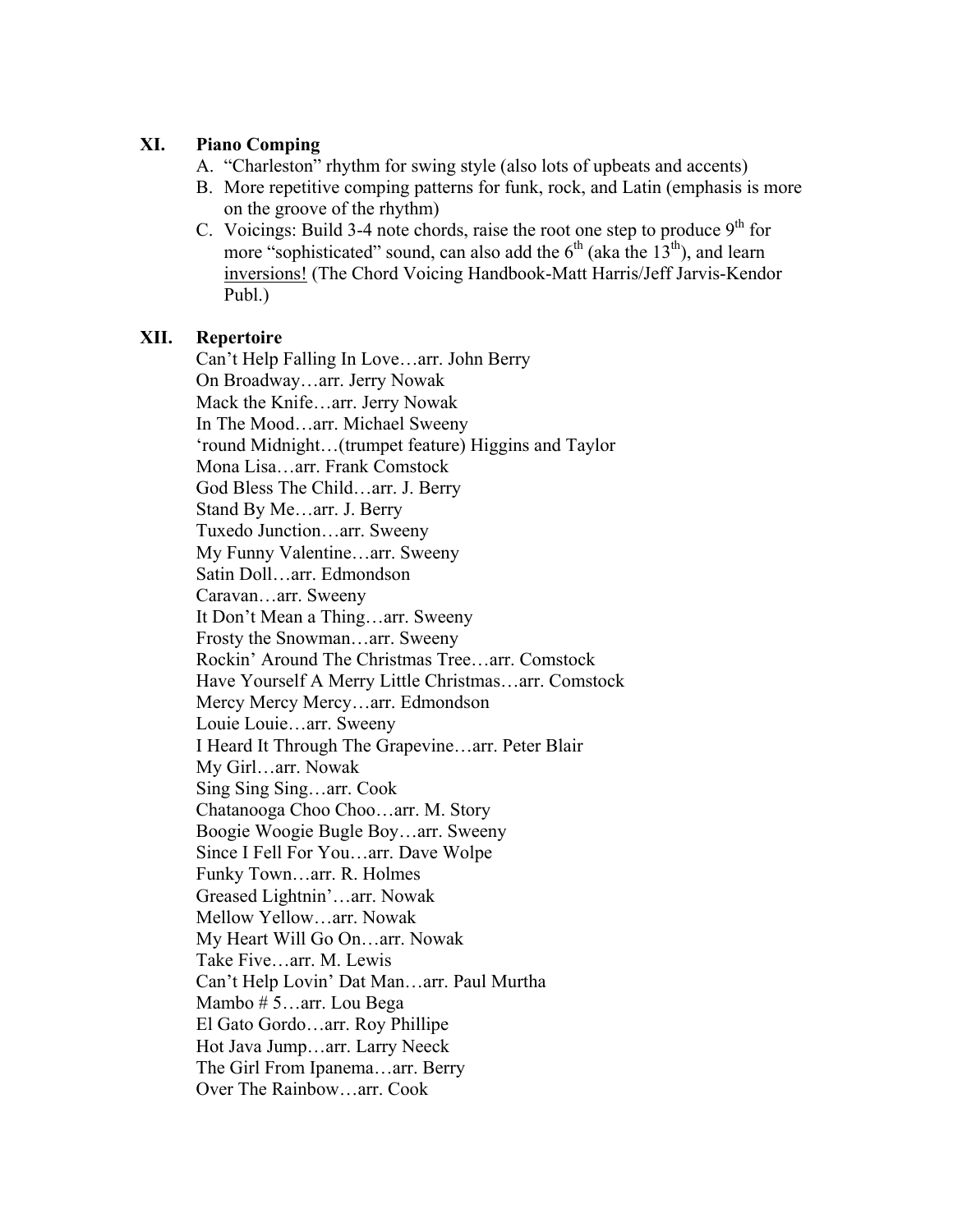## XI. Piano Comping

A. “Charleston” rhythm for swing style (also lots of upbeats and accents)
B. More repetitive comping patterns for funk, rock, and Latin (emphasis is more on the groove of the rhythm)
C. Voicings: Build 3-4 note chords, raise the root one step to produce 9th for more “sophisticated” sound, can also add the 6th (aka the 13th), and learn <u>inversions!</u> (The Chord Voicing Handbook-Matt Harris/Jeff Jarvis-Kendor Publ.)

## XII. Repertoire

Can’t Help Falling In Love…arr. John Berry
On Broadway…arr. Jerry Nowak
Mack the Knife…arr. Jerry Nowak
In The Mood…arr. Michael Sweeny
‘round Midnight…(trumpet feature) Higgins and Taylor
Mona Lisa…arr. Frank Comstock
God Bless The Child…arr. J. Berry
Stand By Me…arr. J. Berry
Tuxedo Junction…arr. Sweeny
My Funny Valentine…arr. Sweeny
Satin Doll…arr. Edmondson
Caravan…arr. Sweeny
It Don’t Mean a Thing…arr. Sweeny
Frosty the Snowman…arr. Sweeny
Rockin’ Around The Christmas Tree…arr. Comstock
Have Yourself A Merry Little Christmas…arr. Comstock
Mercy Mercy Mercy…arr. Edmondson
Louie Louie…arr. Sweeny
I Heard It Through The Grapevine…arr. Peter Blair
My Girl…arr. Nowak
Sing Sing Sing…arr. Cook
Chatanooga Choo Choo…arr. M. Story
Boogie Woogie Bugle Boy…arr. Sweeny
Since I Fell For You…arr. Dave Wolpe
Funky Town…arr. R. Holmes
Greased Lightnin’…arr. Nowak
Mellow Yellow…arr. Nowak
My Heart Will Go On…arr. Nowak
Take Five…arr. M. Lewis
Can’t Help Lovin’ Dat Man…arr. Paul Murtha
Mambo # 5…arr. Lou Bega
El Gato Gordo…arr. Roy Phillipe
Hot Java Jump…arr. Larry Neeck
The Girl From Ipanema…arr. Berry
Over The Rainbow…arr. Cook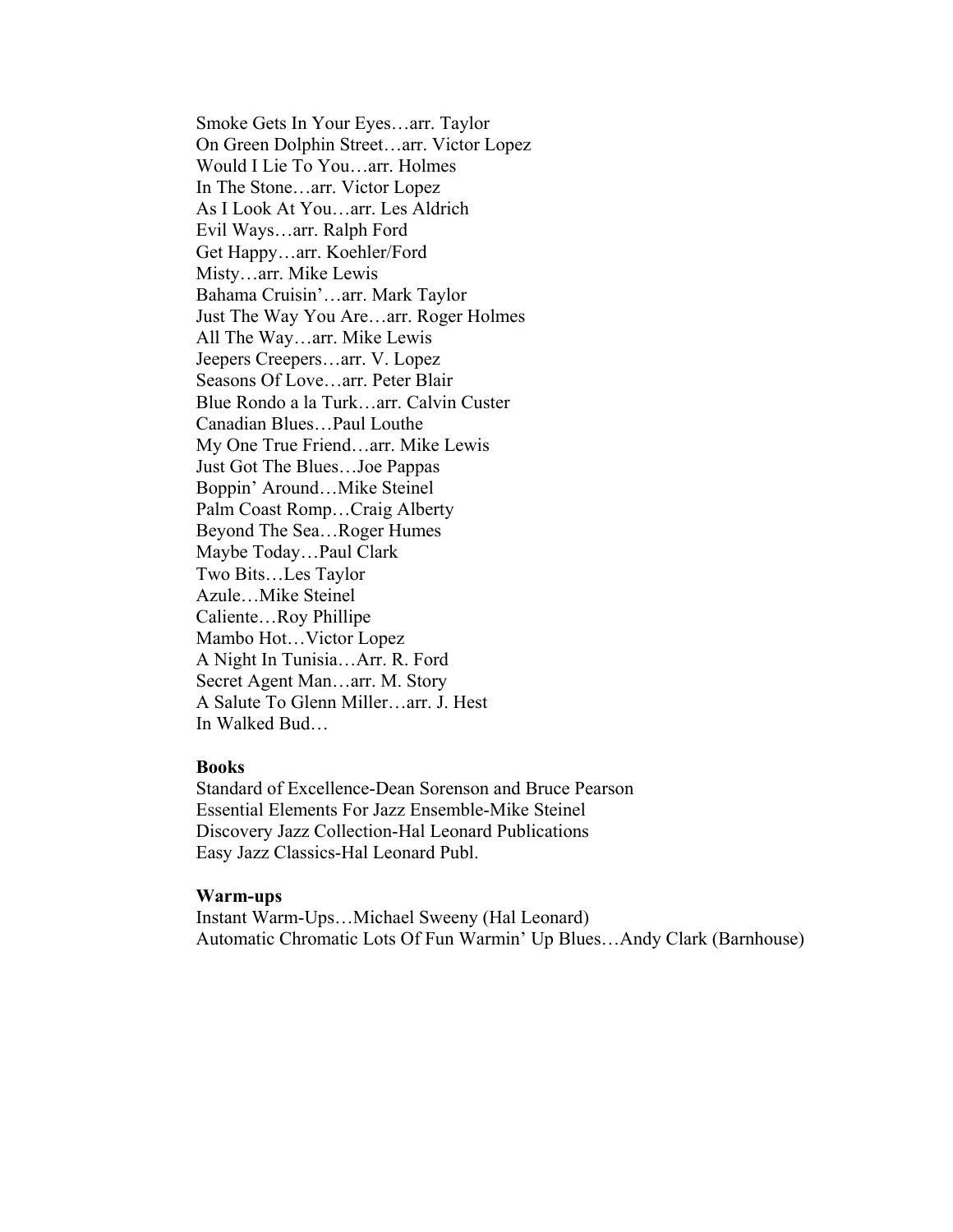Smoke Gets In Your Eyes…arr. Taylor
On Green Dolphin Street…arr. Victor Lopez
Would I Lie To You…arr. Holmes
In The Stone…arr. Victor Lopez
As I Look At You…arr. Les Aldrich
Evil Ways…arr. Ralph Ford
Get Happy…arr. Koehler/Ford
Misty…arr. Mike Lewis
Bahama Cruisin'…arr. Mark Taylor
Just The Way You Are…arr. Roger Holmes
All The Way…arr. Mike Lewis
Jeepers Creepers…arr. V. Lopez
Seasons Of Love…arr. Peter Blair
Blue Rondo a la Turk…arr. Calvin Custer
Canadian Blues…Paul Louthe
My One True Friend…arr. Mike Lewis
Just Got The Blues…Joe Pappas
Boppin' Around…Mike Steinel
Palm Coast Romp…Craig Alberty
Beyond The Sea…Roger Humes
Maybe Today…Paul Clark
Two Bits…Les Taylor
Azule…Mike Steinel
Caliente…Roy Phillipe
Mambo Hot…Victor Lopez
A Night In Tunisia…Arr. R. Ford
Secret Agent Man…arr. M. Story
A Salute To Glenn Miller…arr. J. Hest
In Walked Bud…

**Books**

Standard of Excellence-Dean Sorenson and Bruce Pearson
Essential Elements For Jazz Ensemble-Mike Steinel
Discovery Jazz Collection-Hal Leonard Publications
Easy Jazz Classics-Hal Leonard Publ.

**Warm-ups**

Instant Warm-Ups…Michael Sweeny (Hal Leonard)
Automatic Chromatic Lots Of Fun Warmin' Up Blues…Andy Clark (Barnhouse)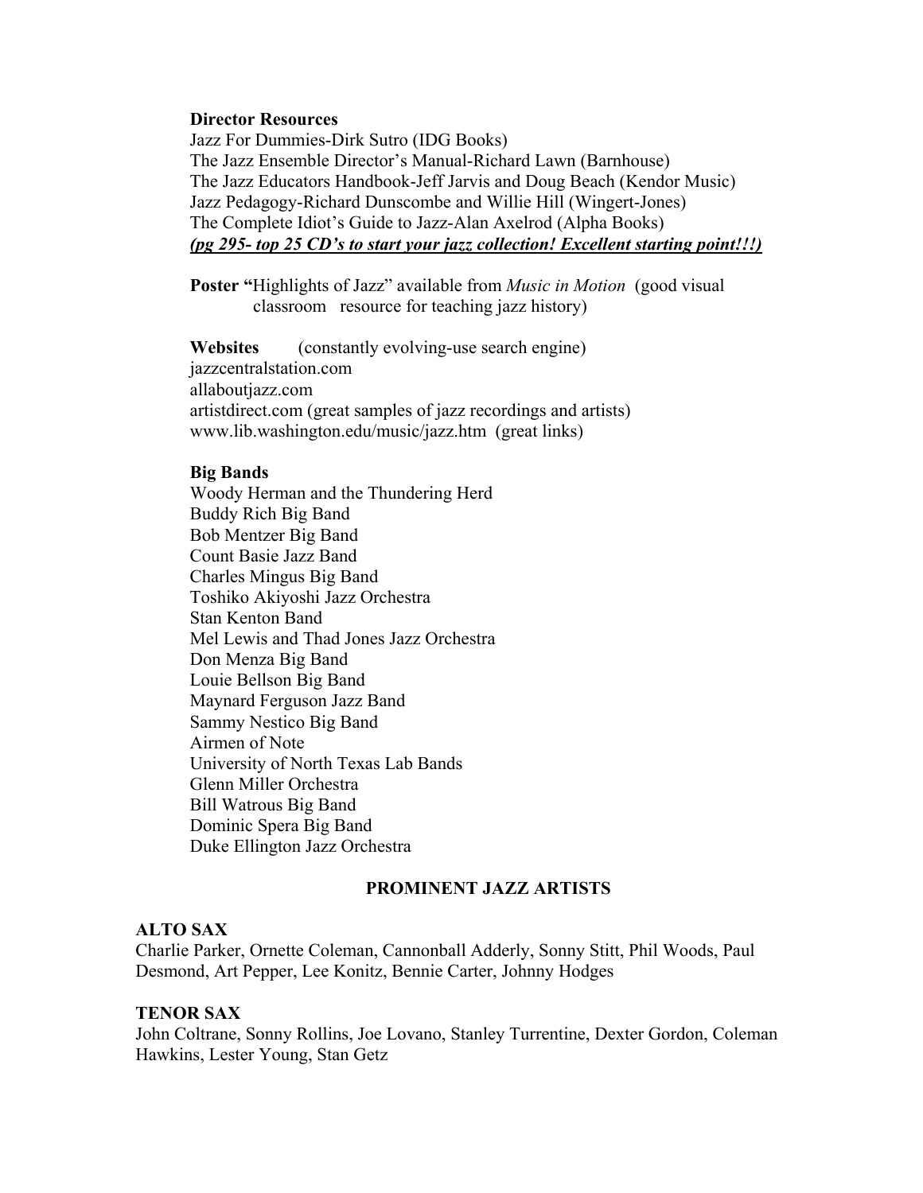**Director Resources**

Jazz For Dummies-Dirk Sutro (IDG Books)
The Jazz Ensemble Director's Manual-Richard Lawn (Barnhouse)
The Jazz Educators Handbook-Jeff Jarvis and Doug Beach (Kendor Music)
Jazz Pedagogy-Richard Dunscombe and Willie Hill (Wingert-Jones)
The Complete Idiot's Guide to Jazz-Alan Axelrod (Alpha Books)
***(pg 295- top 25 CD's to start your jazz collection! Excellent starting point!!!)***

**Poster "**Highlights of Jazz" available from *Music in Motion* (good visual classroom resource for teaching jazz history)

**Websites** (constantly evolving-use search engine)
jazzcentralstation.com
allaboutjazz.com
artistdirect.com (great samples of jazz recordings and artists)
www.lib.washington.edu/music/jazz.htm (great links)

**Big Bands**

Woody Herman and the Thundering Herd
Buddy Rich Big Band
Bob Mentzer Big Band
Count Basie Jazz Band
Charles Mingus Big Band
Toshiko Akiyoshi Jazz Orchestra
Stan Kenton Band
Mel Lewis and Thad Jones Jazz Orchestra
Don Menza Big Band
Louie Bellson Big Band
Maynard Ferguson Jazz Band
Sammy Nestico Big Band
Airmen of Note
University of North Texas Lab Bands
Glenn Miller Orchestra
Bill Watrous Big Band
Dominic Spera Big Band
Duke Ellington Jazz Orchestra

## PROMINENT JAZZ ARTISTS

**ALTO SAX**

Charlie Parker, Ornette Coleman, Cannonball Adderly, Sonny Stitt, Phil Woods, Paul Desmond, Art Pepper, Lee Konitz, Bennie Carter, Johnny Hodges

**TENOR SAX**

John Coltrane, Sonny Rollins, Joe Lovano, Stanley Turrentine, Dexter Gordon, Coleman Hawkins, Lester Young, Stan Getz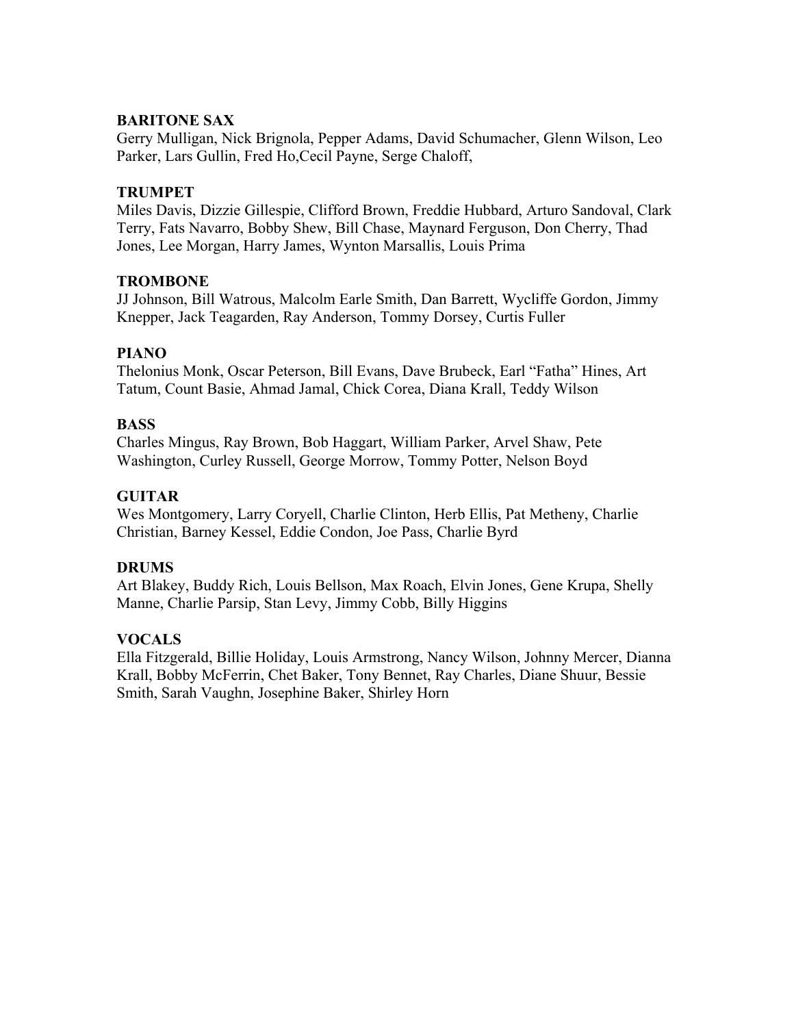**BARITONE SAX**
Gerry Mulligan, Nick Brignola, Pepper Adams, David Schumacher, Glenn Wilson, Leo Parker, Lars Gullin, Fred Ho,Cecil Payne, Serge Chaloff,

**TRUMPET**
Miles Davis, Dizzie Gillespie, Clifford Brown, Freddie Hubbard, Arturo Sandoval, Clark Terry, Fats Navarro, Bobby Shew, Bill Chase, Maynard Ferguson, Don Cherry, Thad Jones, Lee Morgan, Harry James, Wynton Marsallis, Louis Prima

**TROMBONE**
JJ Johnson, Bill Watrous, Malcolm Earle Smith, Dan Barrett, Wycliffe Gordon, Jimmy Knepper, Jack Teagarden, Ray Anderson, Tommy Dorsey, Curtis Fuller

**PIANO**
Thelonius Monk, Oscar Peterson, Bill Evans, Dave Brubeck, Earl "Fatha" Hines, Art Tatum, Count Basie, Ahmad Jamal, Chick Corea, Diana Krall, Teddy Wilson

**BASS**
Charles Mingus, Ray Brown, Bob Haggart, William Parker, Arvel Shaw, Pete Washington, Curley Russell, George Morrow, Tommy Potter, Nelson Boyd

**GUITAR**
Wes Montgomery, Larry Coryell, Charlie Clinton, Herb Ellis, Pat Metheny, Charlie Christian, Barney Kessel, Eddie Condon, Joe Pass, Charlie Byrd

**DRUMS**
Art Blakey, Buddy Rich, Louis Bellson, Max Roach, Elvin Jones, Gene Krupa, Shelly Manne, Charlie Parsip, Stan Levy, Jimmy Cobb, Billy Higgins

**VOCALS**
Ella Fitzgerald, Billie Holiday, Louis Armstrong, Nancy Wilson, Johnny Mercer, Dianna Krall, Bobby McFerrin, Chet Baker, Tony Bennet, Ray Charles, Diane Shuur, Bessie Smith, Sarah Vaughn, Josephine Baker, Shirley Horn